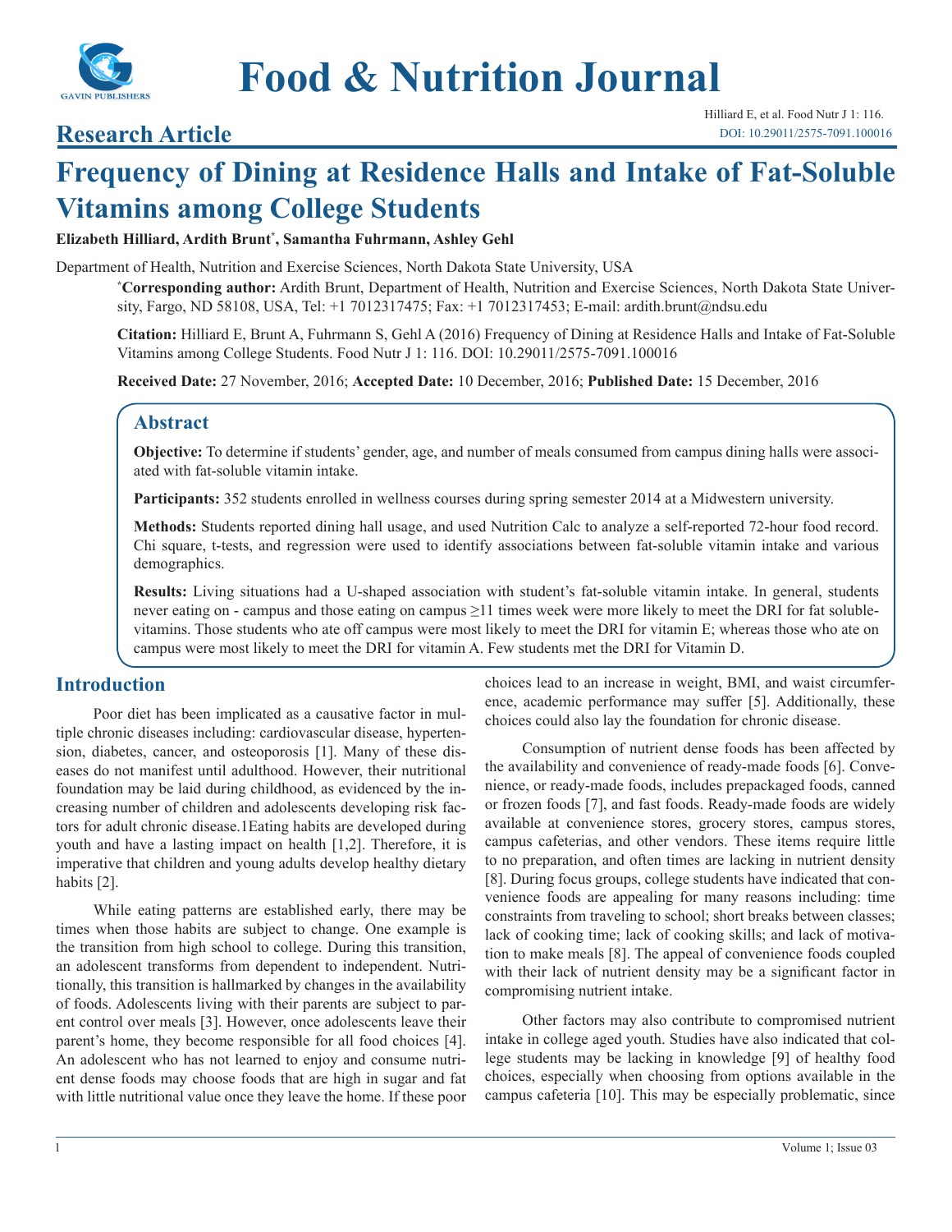# Food & Nutrition Journal

## Research Article

Hilliard E, et al. Food Nutr J 1: 116.
DOI: 10.29011/2575-7091.100016

# Frequency of Dining at Residence Halls and Intake of Fat-Soluble Vitamins among College Students

**Elizabeth Hilliard, Ardith Brunt*, Samantha Fuhrmann, Ashley Gehl**

Department of Health, Nutrition and Exercise Sciences, North Dakota State University, USA

***Corresponding author:** Ardith Brunt, Department of Health, Nutrition and Exercise Sciences, North Dakota State University, Fargo, ND 58108, USA, Tel: +1 7012317475; Fax: +1 7012317453; E-mail: ardith.brunt@ndsu.edu

**Citation:** Hilliard E, Brunt A, Fuhrmann S, Gehl A (2016) Frequency of Dining at Residence Halls and Intake of Fat-Soluble Vitamins among College Students. Food Nutr J 1: 116. DOI: 10.29011/2575-7091.100016

**Received Date:** 27 November, 2016; **Accepted Date:** 10 December, 2016; **Published Date:** 15 December, 2016

## Abstract

**Objective:** To determine if students' gender, age, and number of meals consumed from campus dining halls were associated with fat-soluble vitamin intake.

**Participants:** 352 students enrolled in wellness courses during spring semester 2014 at a Midwestern university.

**Methods:** Students reported dining hall usage, and used Nutrition Calc to analyze a self-reported 72-hour food record. Chi square, t-tests, and regression were used to identify associations between fat-soluble vitamin intake and various demographics.

**Results:** Living situations had a U-shaped association with student's fat-soluble vitamin intake. In general, students never eating on - campus and those eating on campus ≥11 times week were more likely to meet the DRI for fat soluble-vitamins. Those students who ate off campus were most likely to meet the DRI for vitamin E; whereas those who ate on campus were most likely to meet the DRI for vitamin A. Few students met the DRI for Vitamin D.

## Introduction

Poor diet has been implicated as a causative factor in multiple chronic diseases including: cardiovascular disease, hypertension, diabetes, cancer, and osteoporosis [1]. Many of these diseases do not manifest until adulthood. However, their nutritional foundation may be laid during childhood, as evidenced by the increasing number of children and adolescents developing risk factors for adult chronic disease.1Eating habits are developed during youth and have a lasting impact on health [1,2]. Therefore, it is imperative that children and young adults develop healthy dietary habits [2].

While eating patterns are established early, there may be times when those habits are subject to change. One example is the transition from high school to college. During this transition, an adolescent transforms from dependent to independent. Nutritionally, this transition is hallmarked by changes in the availability of foods. Adolescents living with their parents are subject to parent control over meals [3]. However, once adolescents leave their parent's home, they become responsible for all food choices [4]. An adolescent who has not learned to enjoy and consume nutrient dense foods may choose foods that are high in sugar and fat with little nutritional value once they leave the home. If these poor choices lead to an increase in weight, BMI, and waist circumference, academic performance may suffer [5]. Additionally, these choices could also lay the foundation for chronic disease.

Consumption of nutrient dense foods has been affected by the availability and convenience of ready-made foods [6]. Convenience, or ready-made foods, includes prepackaged foods, canned or frozen foods [7], and fast foods. Ready-made foods are widely available at convenience stores, grocery stores, campus stores, campus cafeterias, and other vendors. These items require little to no preparation, and often times are lacking in nutrient density [8]. During focus groups, college students have indicated that convenience foods are appealing for many reasons including: time constraints from traveling to school; short breaks between classes; lack of cooking time; lack of cooking skills; and lack of motivation to make meals [8]. The appeal of convenience foods coupled with their lack of nutrient density may be a significant factor in compromising nutrient intake.

Other factors may also contribute to compromised nutrient intake in college aged youth. Studies have also indicated that college students may be lacking in knowledge [9] of healthy food choices, especially when choosing from options available in the campus cafeteria [10]. This may be especially problematic, since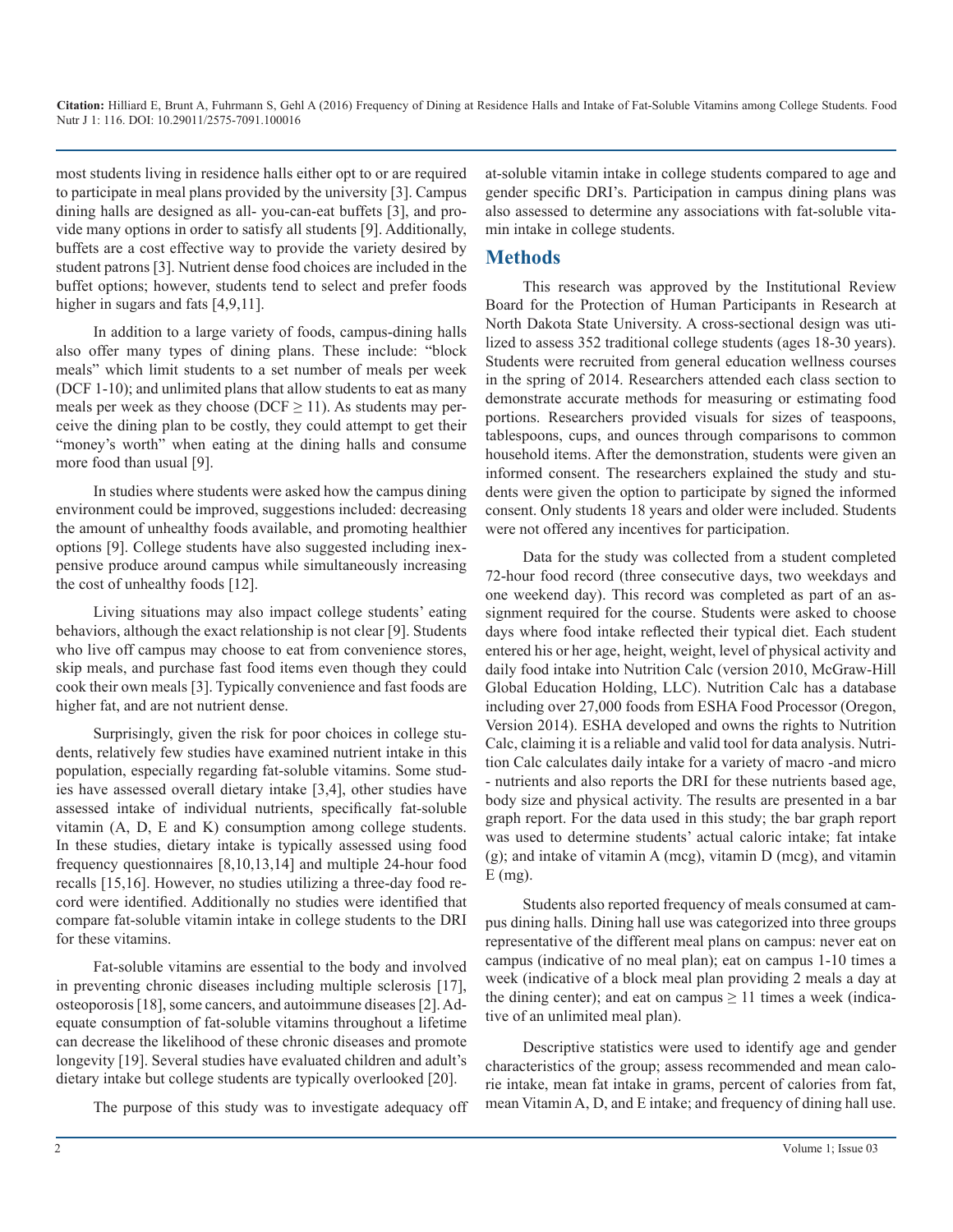most students living in residence halls either opt to or are required to participate in meal plans provided by the university [3]. Campus dining halls are designed as all- you-can-eat buffets [3], and provide many options in order to satisfy all students [9]. Additionally, buffets are a cost effective way to provide the variety desired by student patrons [3]. Nutrient dense food choices are included in the buffet options; however, students tend to select and prefer foods higher in sugars and fats [4,9,11].

In addition to a large variety of foods, campus-dining halls also offer many types of dining plans. These include: "block meals" which limit students to a set number of meals per week (DCF 1-10); and unlimited plans that allow students to eat as many meals per week as they choose (DCF ≥ 11). As students may perceive the dining plan to be costly, they could attempt to get their "money's worth" when eating at the dining halls and consume more food than usual [9].

In studies where students were asked how the campus dining environment could be improved, suggestions included: decreasing the amount of unhealthy foods available, and promoting healthier options [9]. College students have also suggested including inexpensive produce around campus while simultaneously increasing the cost of unhealthy foods [12].

Living situations may also impact college students' eating behaviors, although the exact relationship is not clear [9]. Students who live off campus may choose to eat from convenience stores, skip meals, and purchase fast food items even though they could cook their own meals [3]. Typically convenience and fast foods are higher fat, and are not nutrient dense.

Surprisingly, given the risk for poor choices in college students, relatively few studies have examined nutrient intake in this population, especially regarding fat-soluble vitamins. Some studies have assessed overall dietary intake [3,4], other studies have assessed intake of individual nutrients, specifically fat-soluble vitamin (A, D, E and K) consumption among college students. In these studies, dietary intake is typically assessed using food frequency questionnaires [8,10,13,14] and multiple 24-hour food recalls [15,16]. However, no studies utilizing a three-day food record were identified. Additionally no studies were identified that compare fat-soluble vitamin intake in college students to the DRI for these vitamins.

Fat-soluble vitamins are essential to the body and involved in preventing chronic diseases including multiple sclerosis [17], osteoporosis [18], some cancers, and autoimmune diseases [2]. Adequate consumption of fat-soluble vitamins throughout a lifetime can decrease the likelihood of these chronic diseases and promote longevity [19]. Several studies have evaluated children and adult's dietary intake but college students are typically overlooked [20].

The purpose of this study was to investigate adequacy off at-soluble vitamin intake in college students compared to age and gender specific DRI's. Participation in campus dining plans was also assessed to determine any associations with fat-soluble vitamin intake in college students.

## Methods

This research was approved by the Institutional Review Board for the Protection of Human Participants in Research at North Dakota State University. A cross-sectional design was utilized to assess 352 traditional college students (ages 18-30 years). Students were recruited from general education wellness courses in the spring of 2014. Researchers attended each class section to demonstrate accurate methods for measuring or estimating food portions. Researchers provided visuals for sizes of teaspoons, tablespoons, cups, and ounces through comparisons to common household items. After the demonstration, students were given an informed consent. The researchers explained the study and students were given the option to participate by signed the informed consent. Only students 18 years and older were included. Students were not offered any incentives for participation.

Data for the study was collected from a student completed 72-hour food record (three consecutive days, two weekdays and one weekend day). This record was completed as part of an assignment required for the course. Students were asked to choose days where food intake reflected their typical diet. Each student entered his or her age, height, weight, level of physical activity and daily food intake into Nutrition Calc (version 2010, McGraw-Hill Global Education Holding, LLC). Nutrition Calc has a database including over 27,000 foods from ESHA Food Processor (Oregon, Version 2014). ESHA developed and owns the rights to Nutrition Calc, claiming it is a reliable and valid tool for data analysis. Nutrition Calc calculates daily intake for a variety of macro -and micro - nutrients and also reports the DRI for these nutrients based age, body size and physical activity. The results are presented in a bar graph report. For the data used in this study; the bar graph report was used to determine students' actual caloric intake; fat intake (g); and intake of vitamin A (mcg), vitamin D (mcg), and vitamin E (mg).

Students also reported frequency of meals consumed at campus dining halls. Dining hall use was categorized into three groups representative of the different meal plans on campus: never eat on campus (indicative of no meal plan); eat on campus 1-10 times a week (indicative of a block meal plan providing 2 meals a day at the dining center); and eat on campus ≥ 11 times a week (indicative of an unlimited meal plan).

Descriptive statistics were used to identify age and gender characteristics of the group; assess recommended and mean calorie intake, mean fat intake in grams, percent of calories from fat, mean Vitamin A, D, and E intake; and frequency of dining hall use.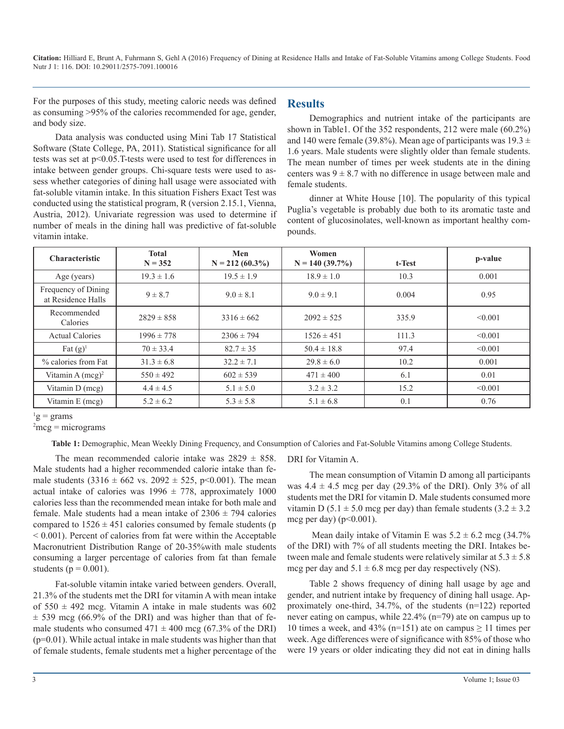For the purposes of this study, meeting caloric needs was defined as consuming >95% of the calories recommended for age, gender, and body size.

Data analysis was conducted using Mini Tab 17 Statistical Software (State College, PA, 2011). Statistical significance for all tests was set at $p<0.05$.T-tests were used to test for differences in intake between gender groups. Chi-square tests were used to assess whether categories of dining hall usage were associated with fat-soluble vitamin intake. In this situation Fishers Exact Test was conducted using the statistical program, R (version 2.15.1, Vienna, Austria, 2012). Univariate regression was used to determine if number of meals in the dining hall was predictive of fat-soluble vitamin intake.

## Results

Demographics and nutrient intake of the participants are shown in Table1. Of the 352 respondents, 212 were male (60.2%) and 140 were female (39.8%). Mean age of participants was 19.3 ± 1.6 years. Male students were slightly older than female students. The mean number of times per week students ate in the dining centers was 9 ± 8.7 with no difference in usage between male and female students.

dinner at White House [10]. The popularity of this typical Puglia's vegetable is probably due both to its aromatic taste and content of glucosinolates, well-known as important healthy compounds.

| Characteristic | Total N = 352 | Men N = 212 (60.3%) | Women N = 140 (39.7%) | t-Test | p-value |
|---|---|---|---|---|---|
| Age (years) | 19.3 ± 1.6 | 19.5 ± 1.9 | 18.9 ± 1.0 | 10.3 | 0.001 |
| Frequency of Dining at Residence Halls | 9 ± 8.7 | 9.0 ± 8.1 | 9.0 ± 9.1 | 0.004 | 0.95 |
| Recommended Calories | 2829 ± 858 | 3316 ± 662 | 2092 ± 525 | 335.9 | <0.001 |
| Actual Calories | 1996 ± 778 | 2306 ± 794 | 1526 ± 451 | 111.3 | <0.001 |
| Fat (g)[1] | 70 ± 33.4 | 82.7 ± 35 | 50.4 ± 18.8 | 97.4 | <0.001 |
| % calories from Fat | 31.3 ± 6.8 | 32.2 ± 7.1 | 29.8 ± 6.0 | 10.2 | 0.001 |
| Vitamin A (mcg)[2] | 550 ± 492 | 602 ± 539 | 471 ± 400 | 6.1 | 0.01 |
| Vitamin D (mcg) | 4.4 ± 4.5 | 5.1 ± 5.0 | 3.2 ± 3.2 | 15.2 | <0.001 |
| Vitamin E (mcg) | 5.2 ± 6.2 | 5.3 ± 5.8 | 5.1 ± 6.8 | 0.1 | 0.76 |

[1]g = grams
[2]mcg = micrograms

**Table 1:** Demographic, Mean Weekly Dining Frequency, and Consumption of Calories and Fat-Soluble Vitamins among College Students.

The mean recommended calorie intake was 2829 ± 858. Male students had a higher recommended calorie intake than female students (3316 ± 662 vs. 2092 ± 525, $p<0.001$). The mean actual intake of calories was 1996 ± 778, approximately 1000 calories less than the recommended mean intake for both male and female. Male students had a mean intake of 2306 ± 794 calories compared to 1526 ± 451 calories consumed by female students ($p < 0.001$). Percent of calories from fat were within the Acceptable Macronutrient Distribution Range of 20-35%with male students consuming a larger percentage of calories from fat than female students ($p = 0.001$).

Fat-soluble vitamin intake varied between genders. Overall, 21.3% of the students met the DRI for vitamin A with mean intake of 550 ± 492 mcg. Vitamin A intake in male students was 602 ± 539 mcg (66.9% of the DRI) and was higher than that of female students who consumed 471 ± 400 mcg (67.3% of the DRI) ($p=0.01$). While actual intake in male students was higher than that of female students, female students met a higher percentage of the DRI for Vitamin A.

The mean consumption of Vitamin D among all participants was 4.4 ± 4.5 mcg per day (29.3% of the DRI). Only 3% of all students met the DRI for vitamin D. Male students consumed more vitamin D (5.1 ± 5.0 mcg per day) than female students (3.2 ± 3.2 mcg per day) ($p<0.001$).

Mean daily intake of Vitamin E was 5.2 ± 6.2 mcg (34.7% of the DRI) with 7% of all students meeting the DRI. Intakes between male and female students were relatively similar at 5.3 ± 5.8 mcg per day and 5.1 ± 6.8 mcg per day respectively (NS).

Table 2 shows frequency of dining hall usage by age and gender, and nutrient intake by frequency of dining hall usage. Approximately one-third, 34.7%, of the students (n=122) reported never eating on campus, while 22.4% (n=79) ate on campus up to 10 times a week, and 43% (n=151) ate on campus ≥ 11 times per week. Age differences were of significance with 85% of those who were 19 years or older indicating they did not eat in dining halls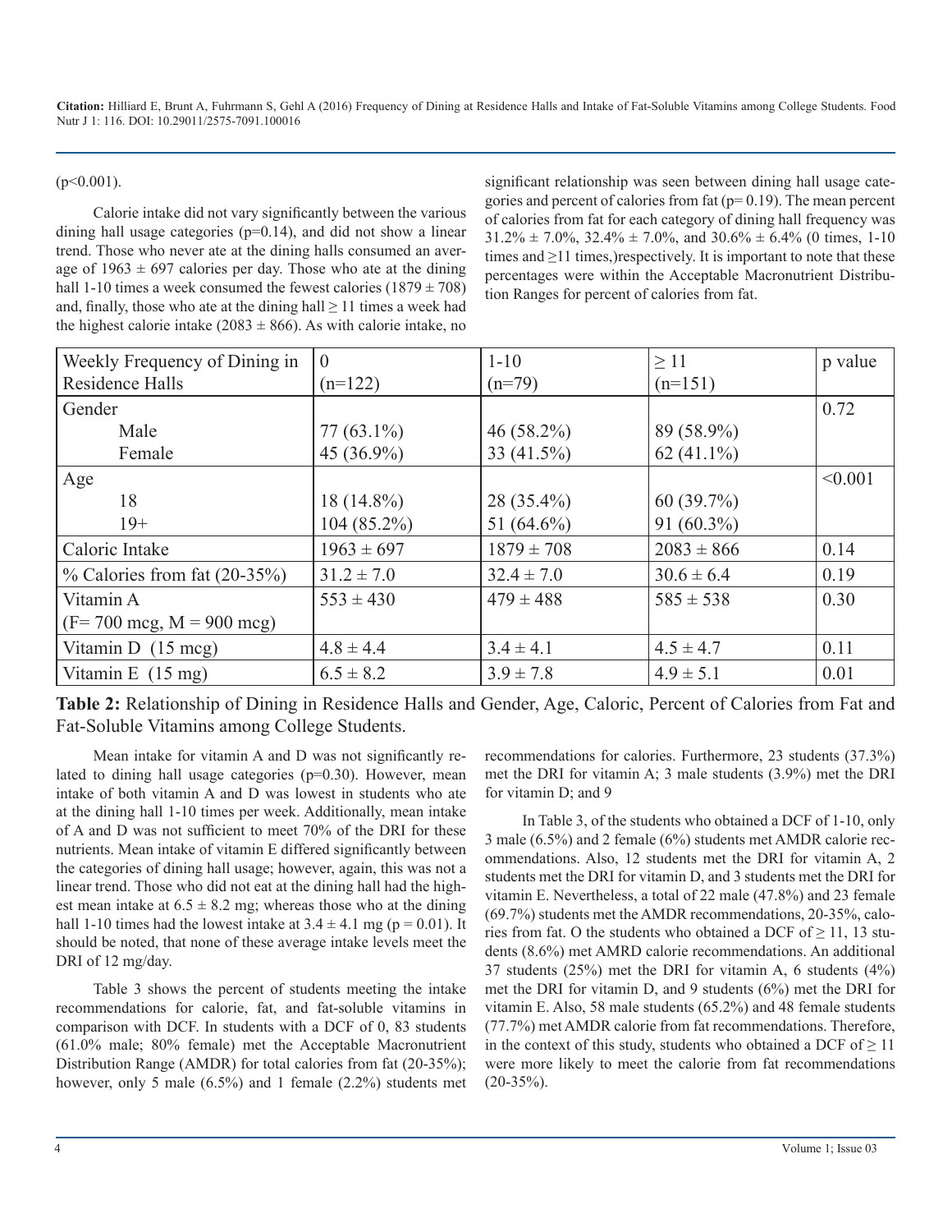(p<0.001).

Calorie intake did not vary significantly between the various dining hall usage categories (p=0.14), and did not show a linear trend. Those who never ate at the dining halls consumed an average of 1963 ± 697 calories per day. Those who ate at the dining hall 1-10 times a week consumed the fewest calories (1879 ± 708) and, finally, those who ate at the dining hall ≥ 11 times a week had the highest calorie intake (2083 ± 866). As with calorie intake, no significant relationship was seen between dining hall usage categories and percent of calories from fat (p= 0.19). The mean percent of calories from fat for each category of dining hall frequency was 31.2% ± 7.0%, 32.4% ± 7.0%, and 30.6% ± 6.4% (0 times, 1-10 times and ≥11 times,)respectively. It is important to note that these percentages were within the Acceptable Macronutrient Distribution Ranges for percent of calories from fat.

| Weekly Frequency of Dining in Residence Halls | 0 (n=122) | 1-10 (n=79) | ≥ 11 (n=151) | p value |
|---|---|---|---|---|
| Gender | | | | 0.72 |
| Male | 77 (63.1%) | 46 (58.2%) | 89 (58.9%) | |
| Female | 45 (36.9%) | 33 (41.5%) | 62 (41.1%) | |
| Age | | | | <0.001 |
| 18 | 18 (14.8%) | 28 (35.4%) | 60 (39.7%) | |
| 19+ | 104 (85.2%) | 51 (64.6%) | 91 (60.3%) | |
| Caloric Intake | 1963 ± 697 | 1879 ± 708 | 2083 ± 866 | 0.14 |
| % Calories from fat (20-35%) | 31.2 ± 7.0 | 32.4 ± 7.0 | 30.6 ± 6.4 | 0.19 |
| Vitamin A (F= 700 mcg, M = 900 mcg) | 553 ± 430 | 479 ± 488 | 585 ± 538 | 0.30 |
| Vitamin D (15 mcg) | 4.8 ± 4.4 | 3.4 ± 4.1 | 4.5 ± 4.7 | 0.11 |
| Vitamin E (15 mg) | 6.5 ± 8.2 | 3.9 ± 7.8 | 4.9 ± 5.1 | 0.01 |

**Table 2:** Relationship of Dining in Residence Halls and Gender, Age, Caloric, Percent of Calories from Fat and Fat-Soluble Vitamins among College Students.

Mean intake for vitamin A and D was not significantly related to dining hall usage categories (p=0.30). However, mean intake of both vitamin A and D was lowest in students who ate at the dining hall 1-10 times per week. Additionally, mean intake of A and D was not sufficient to meet 70% of the DRI for these nutrients. Mean intake of vitamin E differed significantly between the categories of dining hall usage; however, again, this was not a linear trend. Those who did not eat at the dining hall had the highest mean intake at 6.5 ± 8.2 mg; whereas those who at the dining hall 1-10 times had the lowest intake at 3.4 ± 4.1 mg (p = 0.01). It should be noted, that none of these average intake levels meet the DRI of 12 mg/day.

Table 3 shows the percent of students meeting the intake recommendations for calorie, fat, and fat-soluble vitamins in comparison with DCF. In students with a DCF of 0, 83 students (61.0% male; 80% female) met the Acceptable Macronutrient Distribution Range (AMDR) for total calories from fat (20-35%); however, only 5 male (6.5%) and 1 female (2.2%) students met recommendations for calories. Furthermore, 23 students (37.3%) met the DRI for vitamin A; 3 male students (3.9%) met the DRI for vitamin D; and 9

In Table 3, of the students who obtained a DCF of 1-10, only 3 male (6.5%) and 2 female (6%) students met AMDR calorie recommendations. Also, 12 students met the DRI for vitamin A, 2 students met the DRI for vitamin D, and 3 students met the DRI for vitamin E. Nevertheless, a total of 22 male (47.8%) and 23 female (69.7%) students met the AMDR recommendations, 20-35%, calories from fat. O the students who obtained a DCF of ≥ 11, 13 students (8.6%) met AMRD calorie recommendations. An additional 37 students (25%) met the DRI for vitamin A, 6 students (4%) met the DRI for vitamin D, and 9 students (6%) met the DRI for vitamin E. Also, 58 male students (65.2%) and 48 female students (77.7%) met AMDR calorie from fat recommendations. Therefore, in the context of this study, students who obtained a DCF of ≥ 11 were more likely to meet the calorie from fat recommendations (20-35%).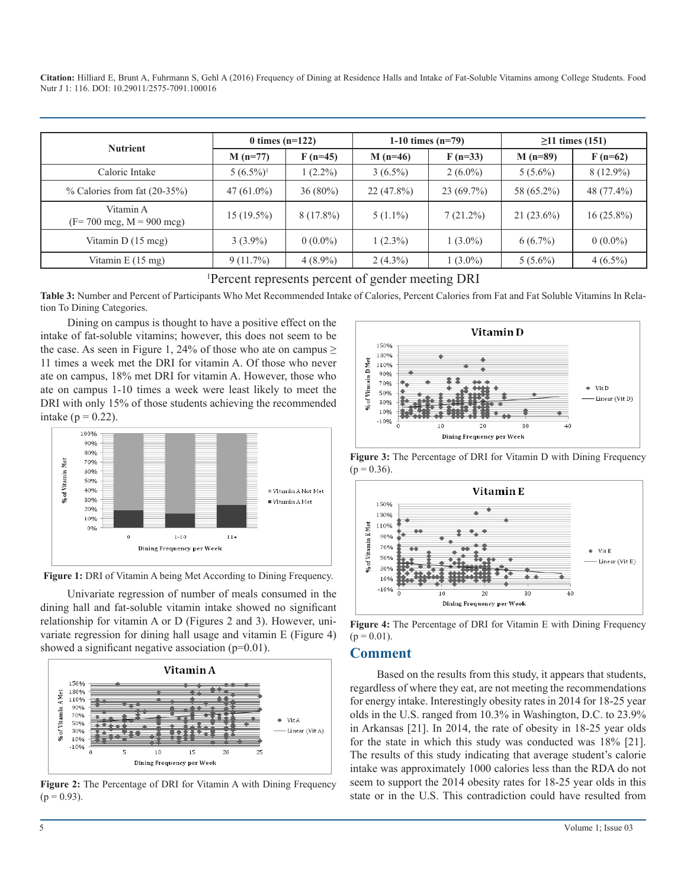| Nutrient | 0 times (n=122) | | 1-10 times (n=79) | | ≥11 times (151) | |
|---|---|---|---|---|---|---|
| | M (n=77) | F (n=45) | M (n=46) | F (n=33) | M (n=89) | F (n=62) |
| Caloric Intake | 5 (6.5%)[1] | 1 (2.2%) | 3 (6.5%) | 2 (6.0%) | 5 (5.6%) | 8 (12.9%) |
| % Calories from fat (20-35%) | 47 (61.0%) | 36 (80%) | 22 (47.8%) | 23 (69.7%) | 58 (65.2%) | 48 (77.4%) |
| Vitamin A (F= 700 mcg, M = 900 mcg) | 15 (19.5%) | 8 (17.8%) | 5 (1.1%) | 7 (21.2%) | 21 (23.6%) | 16 (25.8%) |
| Vitamin D (15 mcg) | 3 (3.9%) | 0 (0.0%) | 1 (2.3%) | 1 (3.0%) | 6 (6.7%) | 0 (0.0%) |
| Vitamin E (15 mg) | 9 (11.7%) | 4 (8.9%) | 2 (4.3%) | 1 (3.0%) | 5 (5.6%) | 4 (6.5%) |

[1]Percent represents percent of gender meeting DRI

**Table 3:** Number and Percent of Participants Who Met Recommended Intake of Calories, Percent Calories from Fat and Fat Soluble Vitamins In Relation To Dining Categories.

Dining on campus is thought to have a positive effect on the intake of fat-soluble vitamins; however, this does not seem to be the case. As seen in Figure 1, 24% of those who ate on campus ≥ 11 times a week met the DRI for vitamin A. Of those who never ate on campus, 18% met DRI for vitamin A. However, those who ate on campus 1-10 times a week were least likely to meet the DRI with only 15% of those students achieving the recommended intake ($p = 0.22$).

**Figure 1:** DRI of Vitamin A being Met According to Dining Frequency.

Univariate regression of number of meals consumed in the dining hall and fat-soluble vitamin intake showed no significant relationship for vitamin A or D (Figures 2 and 3). However, univariate regression for dining hall usage and vitamin E (Figure 4) showed a significant negative association ($p=0.01$).

**Figure 2:** The Percentage of DRI for Vitamin A with Dining Frequency ($p = 0.93$).

**Figure 3:** The Percentage of DRI for Vitamin D with Dining Frequency ($p = 0.36$).

**Figure 4:** The Percentage of DRI for Vitamin E with Dining Frequency ($p = 0.01$).

## Comment

Based on the results from this study, it appears that students, regardless of where they eat, are not meeting the recommendations for energy intake. Interestingly obesity rates in 2014 for 18-25 year olds in the U.S. ranged from 10.3% in Washington, D.C. to 23.9% in Arkansas [21]. In 2014, the rate of obesity in 18-25 year olds for the state in which this study was conducted was 18% [21]. The results of this study indicating that average student's calorie intake was approximately 1000 calories less than the RDA do not seem to support the 2014 obesity rates for 18-25 year olds in this state or in the U.S. This contradiction could have resulted from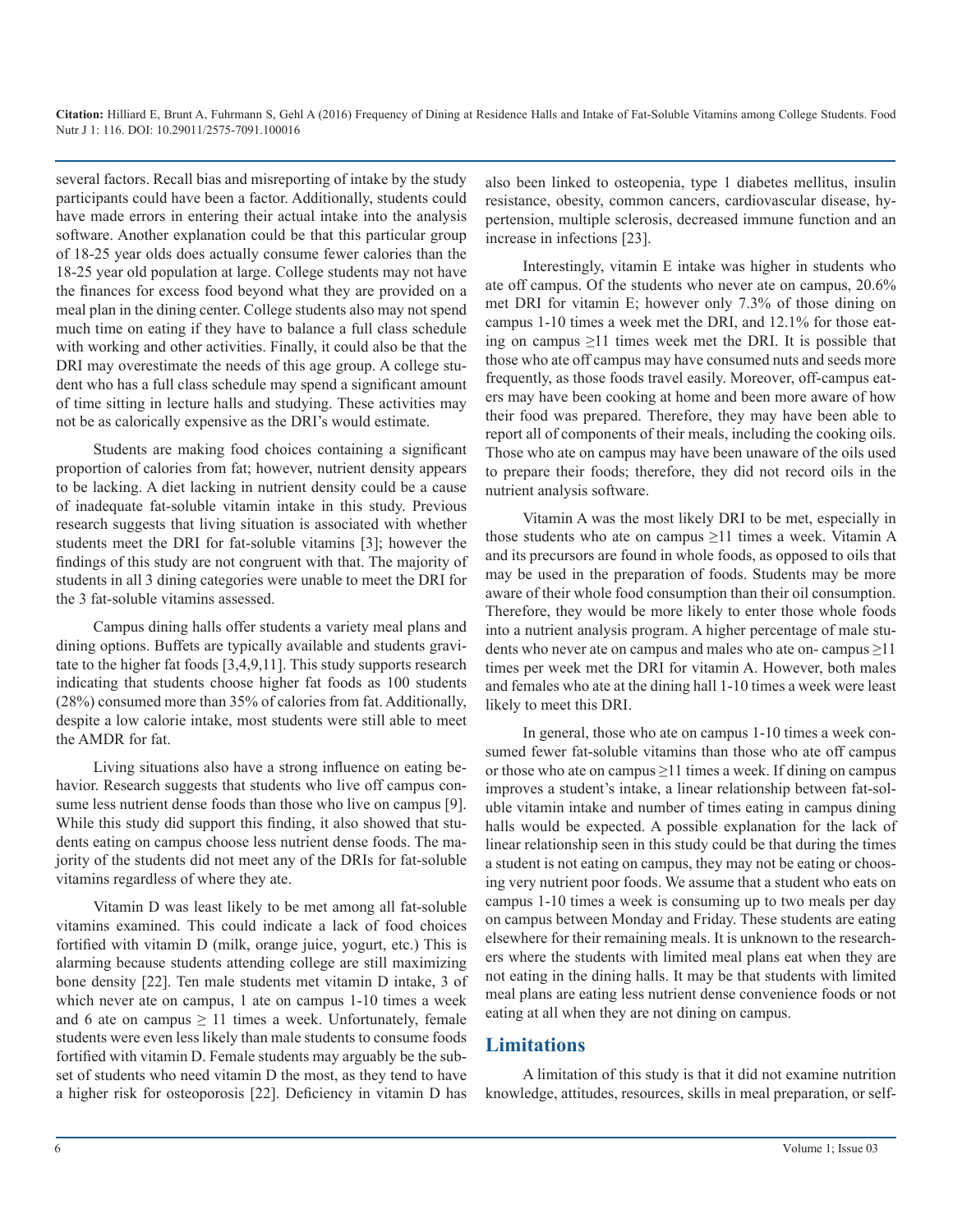several factors. Recall bias and misreporting of intake by the study participants could have been a factor. Additionally, students could have made errors in entering their actual intake into the analysis software. Another explanation could be that this particular group of 18-25 year olds does actually consume fewer calories than the 18-25 year old population at large. College students may not have the finances for excess food beyond what they are provided on a meal plan in the dining center. College students also may not spend much time on eating if they have to balance a full class schedule with working and other activities. Finally, it could also be that the DRI may overestimate the needs of this age group. A college student who has a full class schedule may spend a significant amount of time sitting in lecture halls and studying. These activities may not be as calorically expensive as the DRI's would estimate.

Students are making food choices containing a significant proportion of calories from fat; however, nutrient density appears to be lacking. A diet lacking in nutrient density could be a cause of inadequate fat-soluble vitamin intake in this study. Previous research suggests that living situation is associated with whether students meet the DRI for fat-soluble vitamins [3]; however the findings of this study are not congruent with that. The majority of students in all 3 dining categories were unable to meet the DRI for the 3 fat-soluble vitamins assessed.

Campus dining halls offer students a variety meal plans and dining options. Buffets are typically available and students gravitate to the higher fat foods [3,4,9,11]. This study supports research indicating that students choose higher fat foods as 100 students (28%) consumed more than 35% of calories from fat. Additionally, despite a low calorie intake, most students were still able to meet the AMDR for fat.

Living situations also have a strong influence on eating behavior. Research suggests that students who live off campus consume less nutrient dense foods than those who live on campus [9]. While this study did support this finding, it also showed that students eating on campus choose less nutrient dense foods. The majority of the students did not meet any of the DRIs for fat-soluble vitamins regardless of where they ate.

Vitamin D was least likely to be met among all fat-soluble vitamins examined. This could indicate a lack of food choices fortified with vitamin D (milk, orange juice, yogurt, etc.) This is alarming because students attending college are still maximizing bone density [22]. Ten male students met vitamin D intake, 3 of which never ate on campus, 1 ate on campus 1-10 times a week and 6 ate on campus ≥ 11 times a week. Unfortunately, female students were even less likely than male students to consume foods fortified with vitamin D. Female students may arguably be the subset of students who need vitamin D the most, as they tend to have a higher risk for osteoporosis [22]. Deficiency in vitamin D has also been linked to osteopenia, type 1 diabetes mellitus, insulin resistance, obesity, common cancers, cardiovascular disease, hypertension, multiple sclerosis, decreased immune function and an increase in infections [23].

Interestingly, vitamin E intake was higher in students who ate off campus. Of the students who never ate on campus, 20.6% met DRI for vitamin E; however only 7.3% of those dining on campus 1-10 times a week met the DRI, and 12.1% for those eating on campus ≥11 times week met the DRI. It is possible that those who ate off campus may have consumed nuts and seeds more frequently, as those foods travel easily. Moreover, off-campus eaters may have been cooking at home and been more aware of how their food was prepared. Therefore, they may have been able to report all of components of their meals, including the cooking oils. Those who ate on campus may have been unaware of the oils used to prepare their foods; therefore, they did not record oils in the nutrient analysis software.

Vitamin A was the most likely DRI to be met, especially in those students who ate on campus ≥11 times a week. Vitamin A and its precursors are found in whole foods, as opposed to oils that may be used in the preparation of foods. Students may be more aware of their whole food consumption than their oil consumption. Therefore, they would be more likely to enter those whole foods into a nutrient analysis program. A higher percentage of male students who never ate on campus and males who ate on- campus ≥11 times per week met the DRI for vitamin A. However, both males and females who ate at the dining hall 1-10 times a week were least likely to meet this DRI.

In general, those who ate on campus 1-10 times a week consumed fewer fat-soluble vitamins than those who ate off campus or those who ate on campus ≥11 times a week. If dining on campus improves a student's intake, a linear relationship between fat-soluble vitamin intake and number of times eating in campus dining halls would be expected. A possible explanation for the lack of linear relationship seen in this study could be that during the times a student is not eating on campus, they may not be eating or choosing very nutrient poor foods. We assume that a student who eats on campus 1-10 times a week is consuming up to two meals per day on campus between Monday and Friday. These students are eating elsewhere for their remaining meals. It is unknown to the researchers where the students with limited meal plans eat when they are not eating in the dining halls. It may be that students with limited meal plans are eating less nutrient dense convenience foods or not eating at all when they are not dining on campus.

## Limitations

A limitation of this study is that it did not examine nutrition knowledge, attitudes, resources, skills in meal preparation, or self-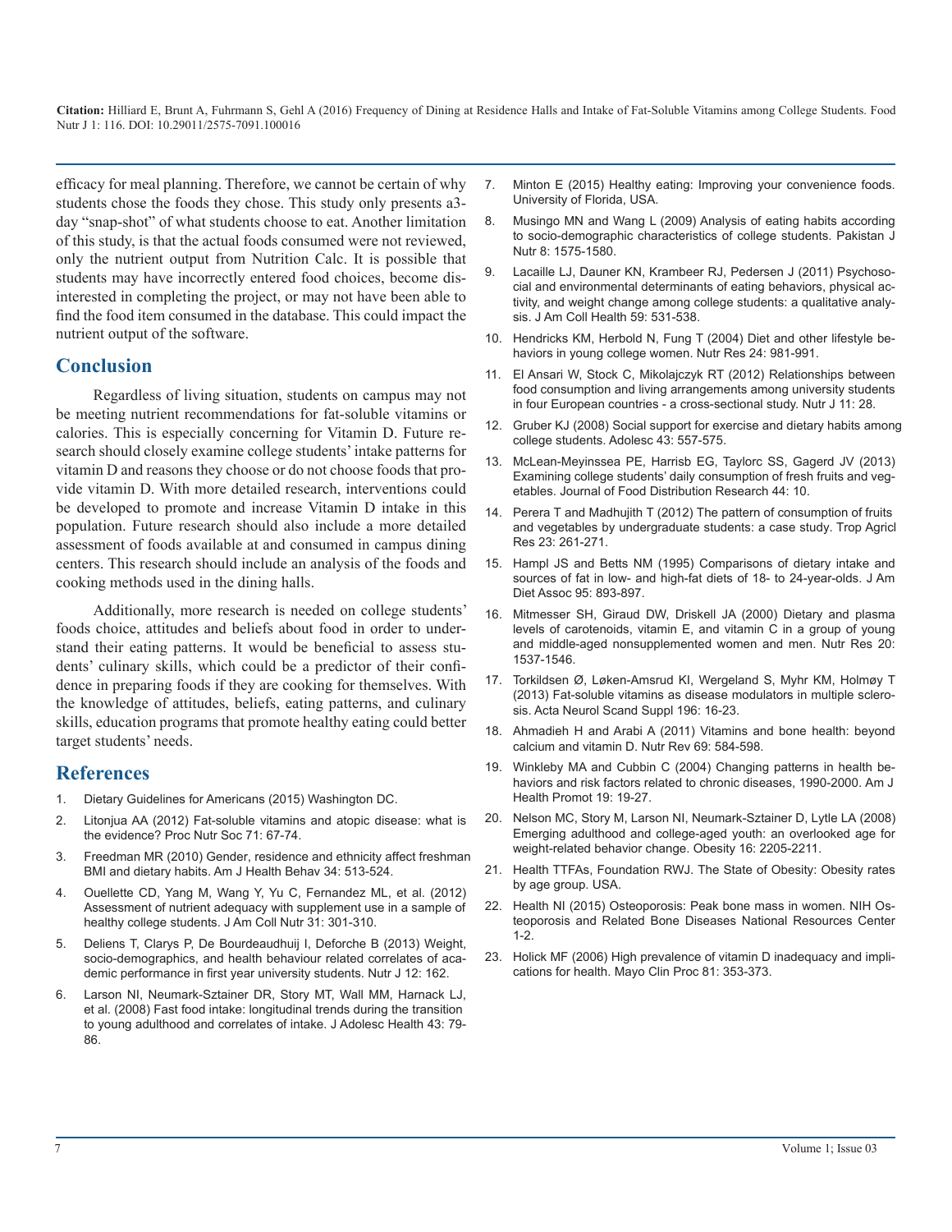efficacy for meal planning. Therefore, we cannot be certain of why students chose the foods they chose. This study only presents a3-day "snap-shot" of what students choose to eat. Another limitation of this study, is that the actual foods consumed were not reviewed, only the nutrient output from Nutrition Calc. It is possible that students may have incorrectly entered food choices, become disinterested in completing the project, or may not have been able to find the food item consumed in the database. This could impact the nutrient output of the software.

## Conclusion

Regardless of living situation, students on campus may not be meeting nutrient recommendations for fat-soluble vitamins or calories. This is especially concerning for Vitamin D. Future research should closely examine college students' intake patterns for vitamin D and reasons they choose or do not choose foods that provide vitamin D. With more detailed research, interventions could be developed to promote and increase Vitamin D intake in this population. Future research should also include a more detailed assessment of foods available at and consumed in campus dining centers. This research should include an analysis of the foods and cooking methods used in the dining halls.

Additionally, more research is needed on college students' foods choice, attitudes and beliefs about food in order to understand their eating patterns. It would be beneficial to assess students' culinary skills, which could be a predictor of their confidence in preparing foods if they are cooking for themselves. With the knowledge of attitudes, beliefs, eating patterns, and culinary skills, education programs that promote healthy eating could better target students' needs.

## References

1. Dietary Guidelines for Americans (2015) Washington DC.
2. Litonjua AA (2012) Fat-soluble vitamins and atopic disease: what is the evidence? Proc Nutr Soc 71: 67-74.
3. Freedman MR (2010) Gender, residence and ethnicity affect freshman BMI and dietary habits. Am J Health Behav 34: 513-524.
4. Ouellette CD, Yang M, Wang Y, Yu C, Fernandez ML, et al. (2012) Assessment of nutrient adequacy with supplement use in a sample of healthy college students. J Am Coll Nutr 31: 301-310.
5. Deliens T, Clarys P, De Bourdeaudhuij I, Deforche B (2013) Weight, socio-demographics, and health behaviour related correlates of academic performance in first year university students. Nutr J 12: 162.
6. Larson NI, Neumark-Sztainer DR, Story MT, Wall MM, Harnack LJ, et al. (2008) Fast food intake: longitudinal trends during the transition to young adulthood and correlates of intake. J Adolesc Health 43: 79-86.
7. Minton E (2015) Healthy eating: Improving your convenience foods. University of Florida, USA.
8. Musingo MN and Wang L (2009) Analysis of eating habits according to socio-demographic characteristics of college students. Pakistan J Nutr 8: 1575-1580.
9. Lacaille LJ, Dauner KN, Krambeer RJ, Pedersen J (2011) Psychosocial and environmental determinants of eating behaviors, physical activity, and weight change among college students: a qualitative analysis. J Am Coll Health 59: 531-538.
10. Hendricks KM, Herbold N, Fung T (2004) Diet and other lifestyle behaviors in young college women. Nutr Res 24: 981-991.
11. El Ansari W, Stock C, Mikolajczyk RT (2012) Relationships between food consumption and living arrangements among university students in four European countries - a cross-sectional study. Nutr J 11: 28.
12. Gruber KJ (2008) Social support for exercise and dietary habits among college students. Adolesc 43: 557-575.
13. McLean-Meyinssea PE, Harrisb EG, Taylorc SS, Gagerd JV (2013) Examining college students' daily consumption of fresh fruits and vegetables. Journal of Food Distribution Research 44: 10.
14. Perera T and Madhujith T (2012) The pattern of consumption of fruits and vegetables by undergraduate students: a case study. Trop Agricl Res 23: 261-271.
15. Hampl JS and Betts NM (1995) Comparisons of dietary intake and sources of fat in low- and high-fat diets of 18- to 24-year-olds. J Am Diet Assoc 95: 893-897.
16. Mitmesser SH, Giraud DW, Driskell JA (2000) Dietary and plasma levels of carotenoids, vitamin E, and vitamin C in a group of young and middle-aged nonsupplemented women and men. Nutr Res 20: 1537-1546.
17. Torkildsen Ø, Løken-Amsrud KI, Wergeland S, Myhr KM, Holmøy T (2013) Fat-soluble vitamins as disease modulators in multiple sclerosis. Acta Neurol Scand Suppl 196: 16-23.
18. Ahmadieh H and Arabi A (2011) Vitamins and bone health: beyond calcium and vitamin D. Nutr Rev 69: 584-598.
19. Winkleby MA and Cubbin C (2004) Changing patterns in health behaviors and risk factors related to chronic diseases, 1990-2000. Am J Health Promot 19: 19-27.
20. Nelson MC, Story M, Larson NI, Neumark-Sztainer D, Lytle LA (2008) Emerging adulthood and college-aged youth: an overlooked age for weight-related behavior change. Obesity 16: 2205-2211.
21. Health TTFAs, Foundation RWJ. The State of Obesity: Obesity rates by age group. USA.
22. Health NI (2015) Osteoporosis: Peak bone mass in women. NIH Osteoporosis and Related Bone Diseases National Resources Center 1-2.
23. Holick MF (2006) High prevalence of vitamin D inadequacy and implications for health. Mayo Clin Proc 81: 353-373.